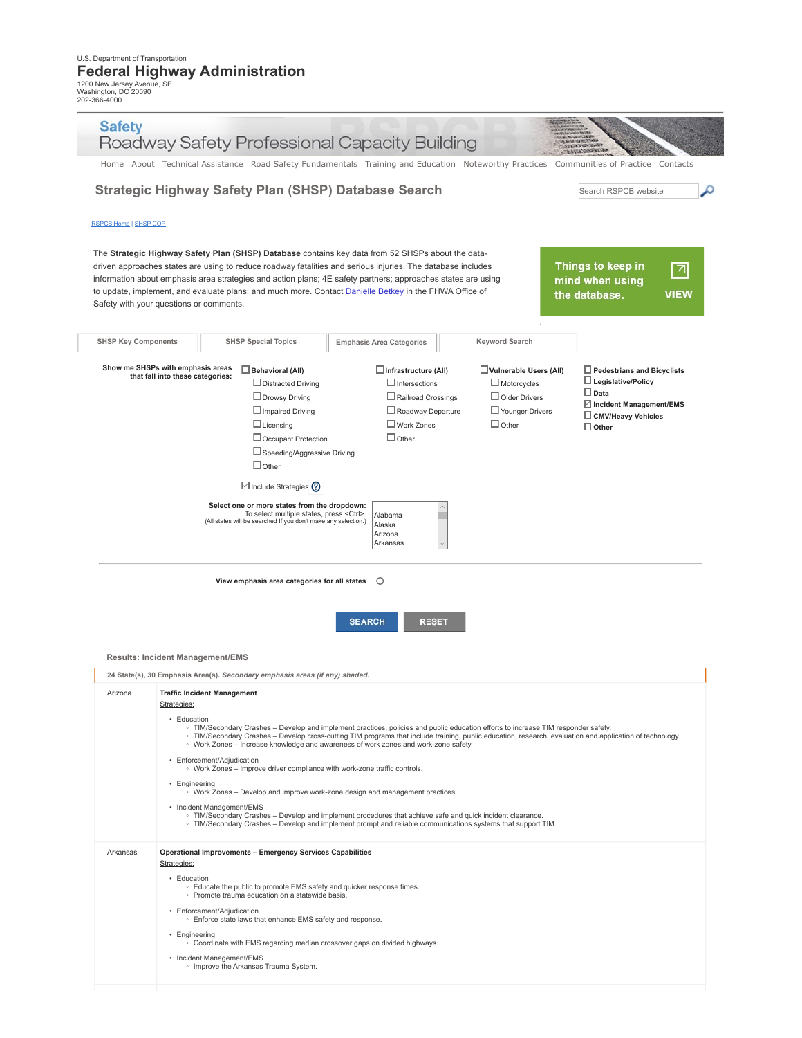U.S. Department of Transportation

# Federal Highway Administration

1200 New Jersey Avenue, SE
Washington, DC 20590
202-366-4000

## Safety
## Roadway Safety Professional Capacity Building

Home | About | Technical Assistance | Road Safety Fundamentals | Training and Education | Noteworthy Practices | Communities of Practice | Contacts

## Strategic Highway Safety Plan (SHSP) Database Search

Search RSPCB website

RSPCB Home | SHSP COP

The **Strategic Highway Safety Plan (SHSP) Database** contains key data from 52 SHSPs about the data-driven approaches states are using to reduce roadway fatalities and serious injuries. The database includes information about emphasis area strategies and action plans; 4E safety partners; approaches states are using to update, implement, and evaluate plans; and much more. Contact Danielle Betkey in the FHWA Office of Safety with your questions or comments.

**Things to keep in mind when using the database.** VIEW

SHSP Key Components | SHSP Special Topics | Emphasis Area Categories | Keyword Search

**Show me SHSPs with emphasis areas that fall into these categories:**

- ☐ **Behavioral (All)**
  - ☐ Distracted Driving
  - ☐ Drowsy Driving
  - ☐ Impaired Driving
  - ☐ Licensing
  - ☐ Occupant Protection
  - ☐ Speeding/Aggressive Driving
  - ☐ Other
- ☐ **Infrastructure (All)**
  - ☐ Intersections
  - ☐ Railroad Crossings
  - ☐ Roadway Departure
  - ☐ Work Zones
  - ☐ Other
- ☐ **Vulnerable Users (All)**
  - ☐ Motorcycles
  - ☐ Older Drivers
  - ☐ Younger Drivers
  - ☐ Other
- ☐ **Pedestrians and Bicyclists**
- ☐ **Legislative/Policy**
- ☐ **Data**
- ☑ **Incident Management/EMS**
- ☐ **CMV/Heavy Vehicles**
- ☐ **Other**

☑ Include Strategies

**Select one or more states from the dropdown:**
To select multiple states, press <Ctrl>.
(All states will be searched If you don't make any selection.)

Alabama
Alaska
Arizona
Arkansas

**View emphasis area categories for all states** ○

SEARCH | RESET

**Results: Incident Management/EMS**

**24 State(s), 30 Emphasis Area(s).** ***Secondary emphasis areas (if any) shaded.***

| State | Emphasis Area |
|---|---|
| Arizona | **Traffic Incident Management**<br>Strategies:<br>• Education<br>◦ TIM/Secondary Crashes – Develop and implement practices, policies and public education efforts to increase TIM responder safety.<br>◦ TIM/Secondary Crashes – Develop cross-cutting TIM programs that include training, public education, research, evaluation and application of technology.<br>◦ Work Zones – Increase knowledge and awareness of work zones and work-zone safety.<br>• Enforcement/Adjudication<br>◦ Work Zones – Improve driver compliance with work-zone traffic controls.<br>• Engineering<br>◦ Work Zones – Develop and improve work-zone design and management practices.<br>• Incident Management/EMS<br>◦ TIM/Secondary Crashes – Develop and implement procedures that achieve safe and quick incident clearance.<br>◦ TIM/Secondary Crashes – Develop and implement prompt and reliable communications systems that support TIM. |
| Arkansas | **Operational Improvements – Emergency Services Capabilities**<br>Strategies:<br>• Education<br>◦ Educate the public to promote EMS safety and quicker response times.<br>◦ Promote trauma education on a statewide basis.<br>• Enforcement/Adjudication<br>◦ Enforce state laws that enhance EMS safety and response.<br>• Engineering<br>◦ Coordinate with EMS regarding median crossover gaps on divided highways.<br>• Incident Management/EMS<br>◦ Improve the Arkansas Trauma System. |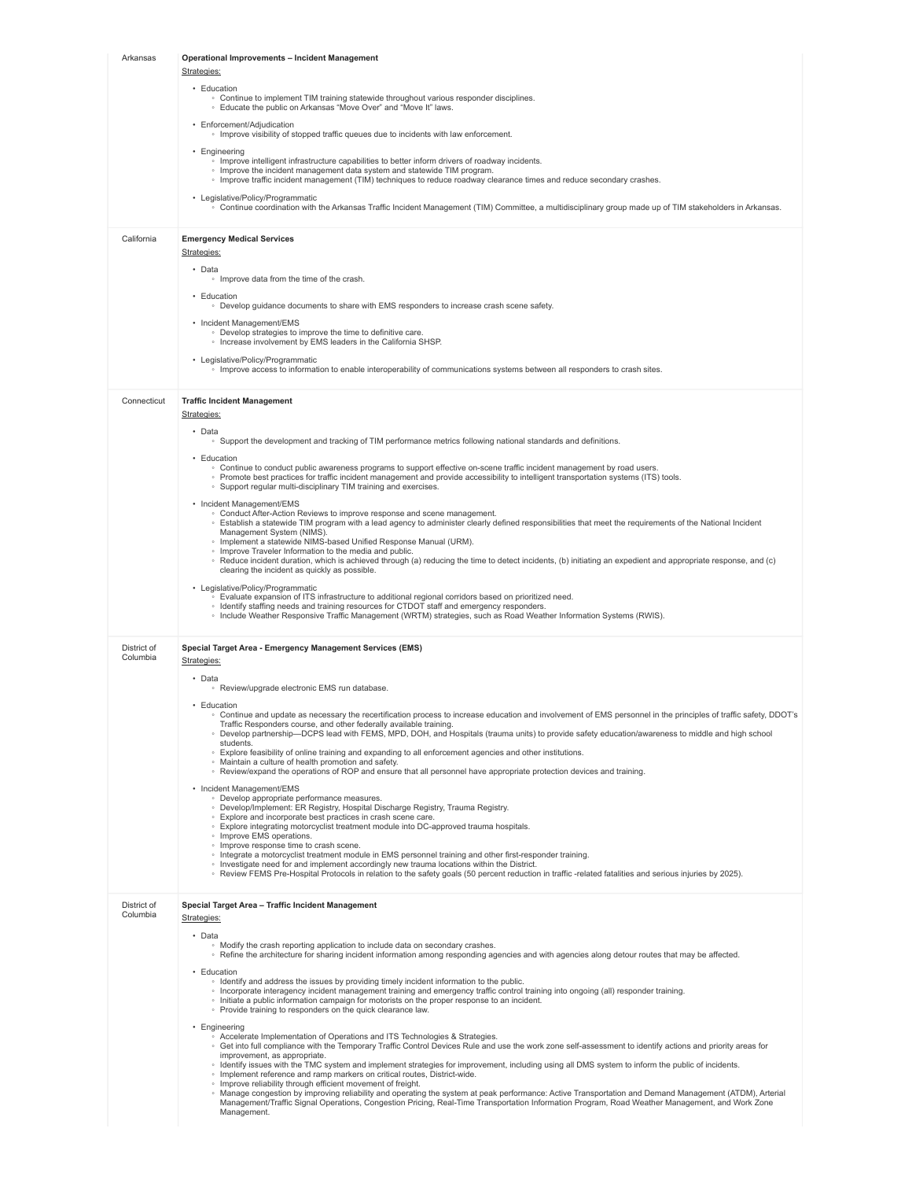| | |
|---|---|
| Arkansas | **Operational Improvements – Incident Management**<br>Strategies:<br>• Education<br>◦ Continue to implement TIM training statewide throughout various responder disciplines.<br>◦ Educate the public on Arkansas "Move Over" and "Move It" laws.<br>• Enforcement/Adjudication<br>◦ Improve visibility of stopped traffic queues due to incidents with law enforcement.<br>• Engineering<br>◦ Improve intelligent infrastructure capabilities to better inform drivers of roadway incidents.<br>◦ Improve the incident management data system and statewide TIM program.<br>◦ Improve traffic incident management (TIM) techniques to reduce roadway clearance times and reduce secondary crashes.<br>• Legislative/Policy/Programmatic<br>◦ Continue coordination with the Arkansas Traffic Incident Management (TIM) Committee, a multidisciplinary group made up of TIM stakeholders in Arkansas. |
| California | **Emergency Medical Services**<br>Strategies:<br>• Data<br>◦ Improve data from the time of the crash.<br>• Education<br>◦ Develop guidance documents to share with EMS responders to increase crash scene safety.<br>• Incident Management/EMS<br>◦ Develop strategies to improve the time to definitive care.<br>◦ Increase involvement by EMS leaders in the California SHSP.<br>• Legislative/Policy/Programmatic<br>◦ Improve access to information to enable interoperability of communications systems between all responders to crash sites. |
| Connecticut | **Traffic Incident Management**<br>Strategies:<br>• Data<br>◦ Support the development and tracking of TIM performance metrics following national standards and definitions.<br>• Education<br>◦ Continue to conduct public awareness programs to support effective on-scene traffic incident management by road users.<br>◦ Promote best practices for traffic incident management and provide accessibility to intelligent transportation systems (ITS) tools.<br>◦ Support regular multi-disciplinary TIM training and exercises.<br>• Incident Management/EMS<br>◦ Conduct After-Action Reviews to improve response and scene management.<br>◦ Establish a statewide TIM program with a lead agency to administer clearly defined responsibilities that meet the requirements of the National Incident Management System (NIMS).<br>◦ Implement a statewide NIMS-based Unified Response Manual (URM).<br>◦ Improve Traveler Information to the media and public.<br>◦ Reduce incident duration, which is achieved through (a) reducing the time to detect incidents, (b) initiating an expedient and appropriate response, and (c) clearing the incident as quickly as possible.<br>• Legislative/Policy/Programmatic<br>◦ Evaluate expansion of ITS infrastructure to additional regional corridors based on prioritized need.<br>◦ Identify staffing needs and training resources for CTDOT staff and emergency responders.<br>◦ Include Weather Responsive Traffic Management (WRTM) strategies, such as Road Weather Information Systems (RWIS). |
| District of Columbia | **Special Target Area - Emergency Management Services (EMS)**<br>Strategies:<br>• Data<br>◦ Review/upgrade electronic EMS run database.<br>• Education<br>◦ Continue and update as necessary the recertification process to increase education and involvement of EMS personnel in the principles of traffic safety, DDOT's Traffic Responders course, and other federally available training.<br>◦ Develop partnership—DCPS lead with FEMS, MPD, DOH, and Hospitals (trauma units) to provide safety education/awareness to middle and high school students.<br>◦ Explore feasibility of online training and expanding to all enforcement agencies and other institutions.<br>◦ Maintain a culture of health promotion and safety.<br>◦ Review/expand the operations of ROP and ensure that all personnel have appropriate protection devices and training.<br>• Incident Management/EMS<br>◦ Develop appropriate performance measures.<br>◦ Develop/Implement: ER Registry, Hospital Discharge Registry, Trauma Registry.<br>◦ Explore and incorporate best practices in crash scene care.<br>◦ Explore integrating motorcyclist treatment module into DC-approved trauma hospitals.<br>◦ Improve EMS operations.<br>◦ Improve response time to crash scene.<br>◦ Integrate a motorcyclist treatment module in EMS personnel training and other first-responder training.<br>◦ Investigate need for and implement accordingly new trauma locations within the District.<br>◦ Review FEMS Pre-Hospital Protocols in relation to the safety goals (50 percent reduction in traffic -related fatalities and serious injuries by 2025). |
| District of Columbia | **Special Target Area – Traffic Incident Management**<br>Strategies:<br>• Data<br>◦ Modify the crash reporting application to include data on secondary crashes.<br>◦ Refine the architecture for sharing incident information among responding agencies and with agencies along detour routes that may be affected.<br>• Education<br>◦ Identify and address the issues by providing timely incident information to the public.<br>◦ Incorporate interagency incident management training and emergency traffic control training into ongoing (all) responder training.<br>◦ Initiate a public information campaign for motorists on the proper response to an incident.<br>◦ Provide training to responders on the quick clearance law.<br>• Engineering<br>◦ Accelerate Implementation of Operations and ITS Technologies & Strategies.<br>◦ Get into full compliance with the Temporary Traffic Control Devices Rule and use the work zone self-assessment to identify actions and priority areas for improvement, as appropriate.<br>◦ Identify issues with the TMC system and implement strategies for improvement, including using all DMS system to inform the public of incidents.<br>◦ Implement reference and ramp markers on critical routes, District-wide.<br>◦ Improve reliability through efficient movement of freight.<br>◦ Manage congestion by improving reliability and operating the system at peak performance: Active Transportation and Demand Management (ATDM), Arterial Management/Traffic Signal Operations, Congestion Pricing, Real-Time Transportation Information Program, Road Weather Management, and Work Zone Management. |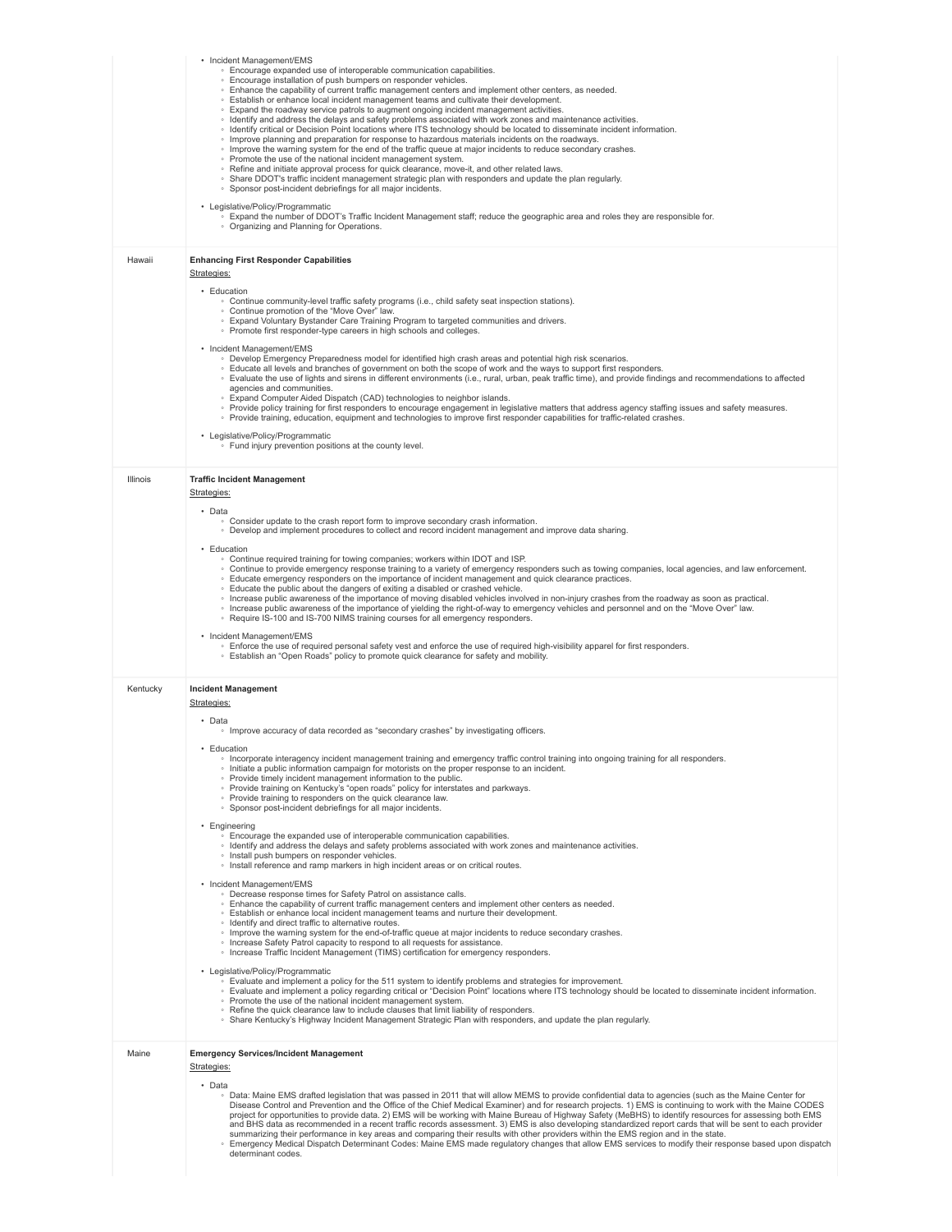| | |
|---|---|
| | • Incident Management/EMS<br>◦ Encourage expanded use of interoperable communication capabilities.<br>◦ Encourage installation of push bumpers on responder vehicles.<br>◦ Enhance the capability of current traffic management centers and implement other centers, as needed.<br>◦ Establish or enhance local incident management teams and cultivate their development.<br>◦ Expand the roadway service patrols to augment ongoing incident management activities.<br>◦ Identify and address the delays and safety problems associated with work zones and maintenance activities.<br>◦ Identify critical or Decision Point locations where ITS technology should be located to disseminate incident information.<br>◦ Improve planning and preparation for response to hazardous materials incidents on the roadways.<br>◦ Improve the warning system for the end of the traffic queue at major incidents to reduce secondary crashes.<br>◦ Promote the use of the national incident management system.<br>◦ Refine and initiate approval process for quick clearance, move-it, and other related laws.<br>◦ Share DDOT's traffic incident management strategic plan with responders and update the plan regularly.<br>◦ Sponsor post-incident debriefings for all major incidents.<br><br>• Legislative/Policy/Programmatic<br>◦ Expand the number of DDOT's Traffic Incident Management staff; reduce the geographic area and roles they are responsible for.<br>◦ Organizing and Planning for Operations. |
| Hawaii | **Enhancing First Responder Capabilities**<br>Strategies:<br><br>• Education<br>◦ Continue community-level traffic safety programs (i.e., child safety seat inspection stations).<br>◦ Continue promotion of the "Move Over" law.<br>◦ Expand Voluntary Bystander Care Training Program to targeted communities and drivers.<br>◦ Promote first responder-type careers in high schools and colleges.<br><br>• Incident Management/EMS<br>◦ Develop Emergency Preparedness model for identified high crash areas and potential high risk scenarios.<br>◦ Educate all levels and branches of government on both the scope of work and the ways to support first responders.<br>◦ Evaluate the use of lights and sirens in different environments (i.e., rural, urban, peak traffic time), and provide findings and recommendations to affected agencies and communities.<br>◦ Expand Computer Aided Dispatch (CAD) technologies to neighbor islands.<br>◦ Provide policy training for first responders to encourage engagement in legislative matters that address agency staffing issues and safety measures.<br>◦ Provide training, education, equipment and technologies to improve first responder capabilities for traffic-related crashes.<br><br>• Legislative/Policy/Programmatic<br>◦ Fund injury prevention positions at the county level. |
| Illinois | **Traffic Incident Management**<br>Strategies:<br><br>• Data<br>◦ Consider update to the crash report form to improve secondary crash information.<br>◦ Develop and implement procedures to collect and record incident management and improve data sharing.<br><br>• Education<br>◦ Continue required training for towing companies; workers within IDOT and ISP.<br>◦ Continue to provide emergency response training to a variety of emergency responders such as towing companies, local agencies, and law enforcement.<br>◦ Educate emergency responders on the importance of incident management and quick clearance practices.<br>◦ Educate the public about the dangers of exiting a disabled or crashed vehicle.<br>◦ Increase public awareness of the importance of moving disabled vehicles involved in non-injury crashes from the roadway as soon as practical.<br>◦ Increase public awareness of the importance of yielding the right-of-way to emergency vehicles and personnel and on the "Move Over" law.<br>◦ Require IS-100 and IS-700 NIMS training courses for all emergency responders.<br><br>• Incident Management/EMS<br>◦ Enforce the use of required personal safety vest and enforce the use of required high-visibility apparel for first responders.<br>◦ Establish an "Open Roads" policy to promote quick clearance for safety and mobility. |
| Kentucky | **Incident Management**<br>Strategies:<br><br>• Data<br>◦ Improve accuracy of data recorded as "secondary crashes" by investigating officers.<br><br>• Education<br>◦ Incorporate interagency incident management training and emergency traffic control training into ongoing training for all responders.<br>◦ Initiate a public information campaign for motorists on the proper response to an incident.<br>◦ Provide timely incident management information to the public.<br>◦ Provide training on Kentucky's "open roads" policy for interstates and parkways.<br>◦ Provide training to responders on the quick clearance law.<br>◦ Sponsor post-incident debriefings for all major incidents.<br><br>• Engineering<br>◦ Encourage the expanded use of interoperable communication capabilities.<br>◦ Identify and address the delays and safety problems associated with work zones and maintenance activities.<br>◦ Install push bumpers on responder vehicles.<br>◦ Install reference and ramp markers in high incident areas or on critical routes.<br><br>• Incident Management/EMS<br>◦ Decrease response times for Safety Patrol on assistance calls.<br>◦ Enhance the capability of current traffic management centers and implement other centers as needed.<br>◦ Establish or enhance local incident management teams and nurture their development.<br>◦ Identify and direct traffic to alternative routes.<br>◦ Improve the warning system for the end-of-traffic queue at major incidents to reduce secondary crashes.<br>◦ Increase Safety Patrol capacity to respond to all requests for assistance.<br>◦ Increase Traffic Incident Management (TIMS) certification for emergency responders.<br><br>• Legislative/Policy/Programmatic<br>◦ Evaluate and implement a policy for the 511 system to identify problems and strategies for improvement.<br>◦ Evaluate and implement a policy regarding critical or "Decision Point" locations where ITS technology should be located to disseminate incident information.<br>◦ Promote the use of the national incident management system.<br>◦ Refine the quick clearance law to include clauses that limit liability of responders.<br>◦ Share Kentucky's Highway Incident Management Strategic Plan with responders, and update the plan regularly. |
| Maine | **Emergency Services/Incident Management**<br>Strategies:<br><br>• Data<br>◦ Data: Maine EMS drafted legislation that was passed in 2011 that will allow MEMS to provide confidential data to agencies (such as the Maine Center for Disease Control and Prevention and the Office of the Chief Medical Examiner) and for research projects. 1) EMS is continuing to work with the Maine CODES project for opportunities to provide data. 2) EMS will be working with Maine Bureau of Highway Safety (MeBHS) to identify resources for assessing both EMS and BHS data as recommended in a recent traffic records assessment. 3) EMS is also developing standardized report cards that will be sent to each provider summarizing their performance in key areas and comparing their results with other providers within the EMS region and in the state.<br>◦ Emergency Medical Dispatch Determinant Codes: Maine EMS made regulatory changes that allow EMS services to modify their response based upon dispatch determinant codes. |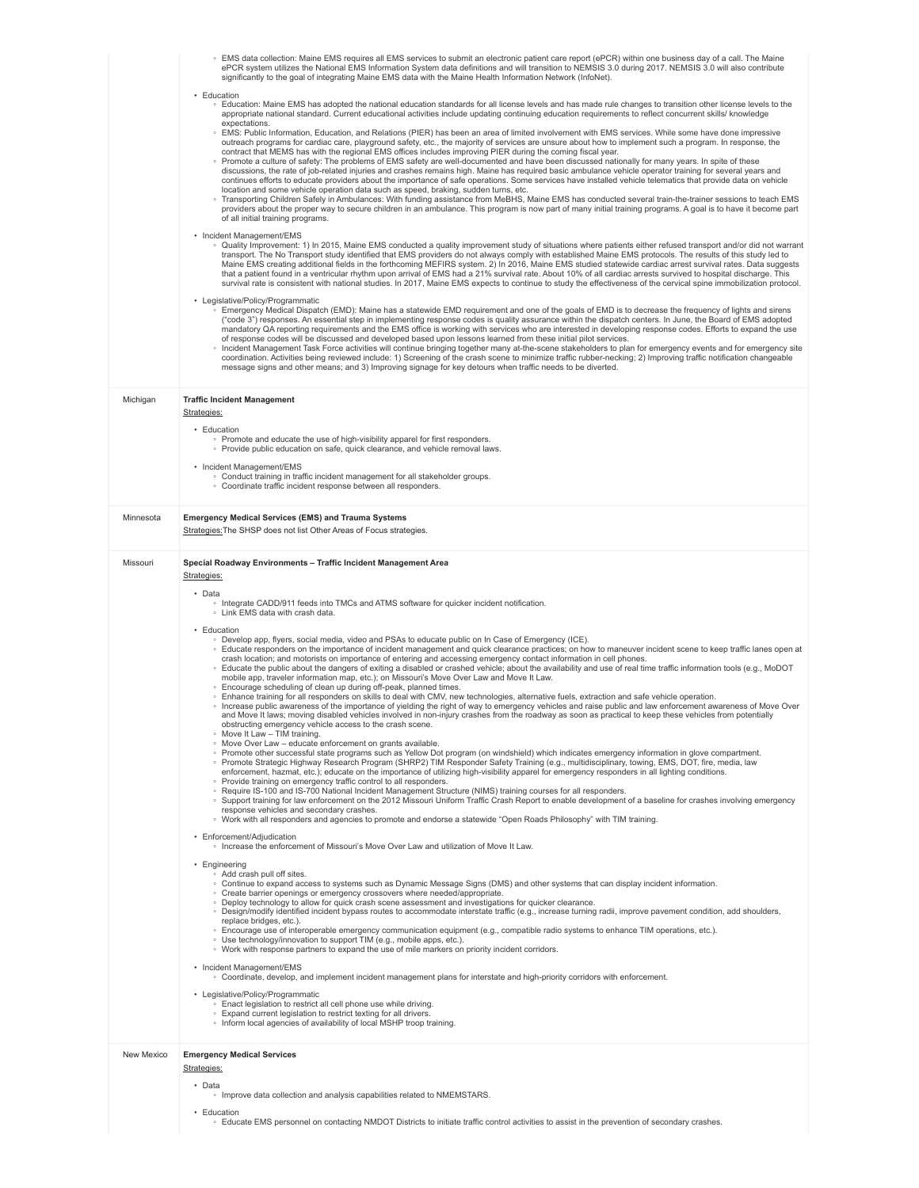| | |
|---|---|
| | ◦ EMS data collection: Maine EMS requires all EMS services to submit an electronic patient care report (ePCR) within one business day of a call. The Maine ePCR system utilizes the National EMS Information System data definitions and will transition to NEMSIS 3.0 during 2017. NEMSIS 3.0 will also contribute significantly to the goal of integrating Maine EMS data with the Maine Health Information Network (InfoNet).<br><br>• Education<br>◦ Education: Maine EMS has adopted the national education standards for all license levels and has made rule changes to transition other license levels to the appropriate national standard. Current educational activities include updating continuing education requirements to reflect concurrent skills/ knowledge expectations.<br>◦ EMS: Public Information, Education, and Relations (PIER) has been an area of limited involvement with EMS services. While some have done impressive outreach programs for cardiac care, playground safety, etc., the majority of services are unsure about how to implement such a program. In response, the contract that MEMS has with the regional EMS offices includes improving PIER during the coming fiscal year.<br>◦ Promote a culture of safety: The problems of EMS safety are well-documented and have been discussed nationally for many years. In spite of these discussions, the rate of job-related injuries and crashes remains high. Maine has required basic ambulance vehicle operator training for several years and continues efforts to educate providers about the importance of safe operations. Some services have installed vehicle telematics that provide data on vehicle location and some vehicle operation data such as speed, braking, sudden turns, etc.<br>◦ Transporting Children Safely in Ambulances: With funding assistance from MeBHS, Maine EMS has conducted several train-the-trainer sessions to teach EMS providers about the proper way to secure children in an ambulance. This program is now part of many initial training programs. A goal is to have it become part of all initial training programs.<br><br>• Incident Management/EMS<br>◦ Quality Improvement: 1) In 2015, Maine EMS conducted a quality improvement study of situations where patients either refused transport and/or did not warrant transport. The No Transport study identified that EMS providers do not always comply with established Maine EMS protocols. The results of this study led to Maine EMS creating additional fields in the forthcoming MEFIRS system. 2) In 2016, Maine EMS studied statewide cardiac arrest survival rates. Data suggests that a patient found in a ventricular rhythm upon arrival of EMS had a 21% survival rate. About 10% of all cardiac arrests survived to hospital discharge. This survival rate is consistent with national studies. In 2017, Maine EMS expects to continue to study the effectiveness of the cervical spine immobilization protocol.<br><br>• Legislative/Policy/Programmatic<br>◦ Emergency Medical Dispatch (EMD): Maine has a statewide EMD requirement and one of the goals of EMD is to decrease the frequency of lights and sirens ("code 3") responses. An essential step in implementing response codes is quality assurance within the dispatch centers. In June, the Board of EMS adopted mandatory QA reporting requirements and the EMS office is working with services who are interested in developing response codes. Efforts to expand the use of response codes will be discussed and developed based upon lessons learned from these initial pilot services.<br>◦ Incident Management Task Force activities will continue bringing together many at-the-scene stakeholders to plan for emergency events and for emergency site coordination. Activities being reviewed include: 1) Screening of the crash scene to minimize traffic rubber-necking; 2) Improving traffic notification changeable message signs and other means; and 3) Improving signage for key detours when traffic needs to be diverted. |
| Michigan | **Traffic Incident Management**<br>Strategies:<br><br>• Education<br>◦ Promote and educate the use of high-visibility apparel for first responders.<br>◦ Provide public education on safe, quick clearance, and vehicle removal laws.<br><br>• Incident Management/EMS<br>◦ Conduct training in traffic incident management for all stakeholder groups.<br>◦ Coordinate traffic incident response between all responders. |
| Minnesota | **Emergency Medical Services (EMS) and Trauma Systems**<br>Strategies: The SHSP does not list Other Areas of Focus strategies. |
| Missouri | **Special Roadway Environments – Traffic Incident Management Area**<br>Strategies:<br><br>• Data<br>◦ Integrate CADD/911 feeds into TMCs and ATMS software for quicker incident notification.<br>◦ Link EMS data with crash data.<br><br>• Education<br>◦ Develop app, flyers, social media, video and PSAs to educate public on In Case of Emergency (ICE).<br>◦ Educate responders on the importance of incident management and quick clearance practices; on how to maneuver incident scene to keep traffic lanes open at crash location; and motorists on importance of entering and accessing emergency contact information in cell phones.<br>◦ Educate the public about the dangers of exiting a disabled or crashed vehicle; about the availability and use of real time traffic information tools (e.g., MoDOT mobile app, traveler information map, etc.); on Missouri's Move Over Law and Move It Law.<br>◦ Encourage scheduling of clean up during off-peak, planned times.<br>◦ Enhance training for all responders on skills to deal with CMV, new technologies, alternative fuels, extraction and safe vehicle operation.<br>◦ Increase public awareness of the importance of yielding the right of way to emergency vehicles and raise public and law enforcement awareness of Move Over and Move It laws; moving disabled vehicles involved in non-injury crashes from the roadway as soon as practical to keep these vehicles from potentially obstructing emergency vehicle access to the crash scene.<br>◦ Move It Law – TIM training.<br>◦ Move Over Law – educate enforcement on grants available.<br>◦ Promote other successful state programs such as Yellow Dot program (on windshield) which indicates emergency information in glove compartment.<br>◦ Promote Strategic Highway Research Program (SHRP2) TIM Responder Safety Training (e.g., multidisciplinary, towing, EMS, DOT, fire, media, law enforcement, hazmat, etc.); educate on the importance of utilizing high-visibility apparel for emergency responders in all lighting conditions.<br>◦ Provide training on emergency traffic control to all responders.<br>◦ Require IS-100 and IS-700 National Incident Management Structure (NIMS) training courses for all responders.<br>◦ Support training for law enforcement on the 2012 Missouri Uniform Traffic Crash Report to enable development of a baseline for crashes involving emergency response vehicles and secondary crashes.<br>◦ Work with all responders and agencies to promote and endorse a statewide "Open Roads Philosophy" with TIM training.<br><br>• Enforcement/Adjudication<br>◦ Increase the enforcement of Missouri's Move Over Law and utilization of Move It Law.<br><br>• Engineering<br>◦ Add crash pull off sites.<br>◦ Continue to expand access to systems such as Dynamic Message Signs (DMS) and other systems that can display incident information.<br>◦ Create barrier openings or emergency crossovers where needed/appropriate.<br>◦ Deploy technology to allow for quick crash scene assessment and investigations for quicker clearance.<br>◦ Design/modify identified incident bypass routes to accommodate interstate traffic (e.g., increase turning radii, improve pavement condition, add shoulders, replace bridges, etc.).<br>◦ Encourage use of interoperable emergency communication equipment (e.g., compatible radio systems to enhance TIM operations, etc.).<br>◦ Use technology/innovation to support TIM (e.g., mobile apps, etc.).<br>◦ Work with response partners to expand the use of mile markers on priority incident corridors.<br><br>• Incident Management/EMS<br>◦ Coordinate, develop, and implement incident management plans for interstate and high-priority corridors with enforcement.<br><br>• Legislative/Policy/Programmatic<br>◦ Enact legislation to restrict all cell phone use while driving.<br>◦ Expand current legislation to restrict texting for all drivers.<br>◦ Inform local agencies of availability of local MSHP troop training. |
| New Mexico | **Emergency Medical Services**<br>Strategies:<br><br>• Data<br>◦ Improve data collection and analysis capabilities related to NMEMSTARS.<br><br>• Education<br>◦ Educate EMS personnel on contacting NMDOT Districts to initiate traffic control activities to assist in the prevention of secondary crashes. |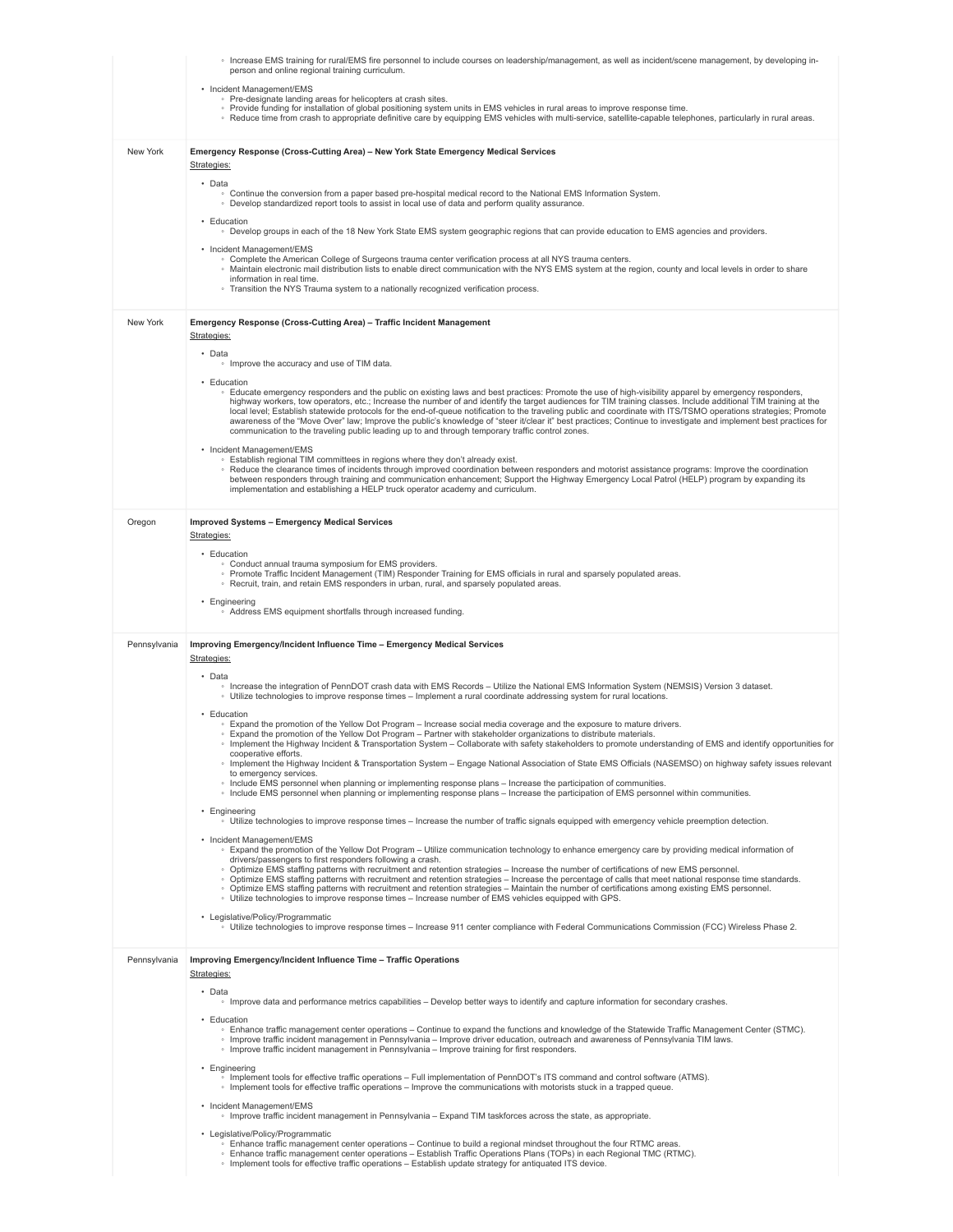| | |
|---|---|
| | ◦ Increase EMS training for rural/EMS fire personnel to include courses on leadership/management, as well as incident/scene management, by developing in-person and online regional training curriculum.<br><br>• Incident Management/EMS<br>◦ Pre-designate landing areas for helicopters at crash sites.<br>◦ Provide funding for installation of global positioning system units in EMS vehicles in rural areas to improve response time.<br>◦ Reduce time from crash to appropriate definitive care by equipping EMS vehicles with multi-service, satellite-capable telephones, particularly in rural areas. |
| New York | **Emergency Response (Cross-Cutting Area) – New York State Emergency Medical Services**<br>Strategies:<br><br>• Data<br>◦ Continue the conversion from a paper based pre-hospital medical record to the National EMS Information System.<br>◦ Develop standardized report tools to assist in local use of data and perform quality assurance.<br><br>• Education<br>◦ Develop groups in each of the 18 New York State EMS system geographic regions that can provide education to EMS agencies and providers.<br><br>• Incident Management/EMS<br>◦ Complete the American College of Surgeons trauma center verification process at all NYS trauma centers.<br>◦ Maintain electronic mail distribution lists to enable direct communication with the NYS EMS system at the region, county and local levels in order to share information in real time.<br>◦ Transition the NYS Trauma system to a nationally recognized verification process. |
| New York | **Emergency Response (Cross-Cutting Area) – Traffic Incident Management**<br>Strategies:<br><br>• Data<br>◦ Improve the accuracy and use of TIM data.<br><br>• Education<br>◦ Educate emergency responders and the public on existing laws and best practices: Promote the use of high-visibility apparel by emergency responders, highway workers, tow operators, etc.; Increase the number of and identify the target audiences for TIM training classes. Include additional TIM training at the local level; Establish statewide protocols for the end-of-queue notification to the traveling public and coordinate with ITS/TSMO operations strategies; Promote awareness of the "Move Over" law; Improve the public's knowledge of "steer it/clear it" best practices; Continue to investigate and implement best practices for communication to the traveling public leading up to and through temporary traffic control zones.<br><br>• Incident Management/EMS<br>◦ Establish regional TIM committees in regions where they don't already exist.<br>◦ Reduce the clearance times of incidents through improved coordination between responders and motorist assistance programs: Improve the coordination between responders through training and communication enhancement; Support the Highway Emergency Local Patrol (HELP) program by expanding its implementation and establishing a HELP truck operator academy and curriculum. |
| Oregon | **Improved Systems – Emergency Medical Services**<br>Strategies:<br><br>• Education<br>◦ Conduct annual trauma symposium for EMS providers.<br>◦ Promote Traffic Incident Management (TIM) Responder Training for EMS officials in rural and sparsely populated areas.<br>◦ Recruit, train, and retain EMS responders in urban, rural, and sparsely populated areas.<br><br>• Engineering<br>◦ Address EMS equipment shortfalls through increased funding. |
| Pennsylvania | **Improving Emergency/Incident Influence Time – Emergency Medical Services**<br>Strategies:<br><br>• Data<br>◦ Increase the integration of PennDOT crash data with EMS Records – Utilize the National EMS Information System (NEMSIS) Version 3 dataset.<br>◦ Utilize technologies to improve response times – Implement a rural coordinate addressing system for rural locations.<br><br>• Education<br>◦ Expand the promotion of the Yellow Dot Program – Increase social media coverage and the exposure to mature drivers.<br>◦ Expand the promotion of the Yellow Dot Program – Partner with stakeholder organizations to distribute materials.<br>◦ Implement the Highway Incident & Transportation System – Collaborate with safety stakeholders to promote understanding of EMS and identify opportunities for cooperative efforts.<br>◦ Implement the Highway Incident & Transportation System – Engage National Association of State EMS Officials (NASEMSO) on highway safety issues relevant to emergency services.<br>◦ Include EMS personnel when planning or implementing response plans – Increase the participation of communities.<br>◦ Include EMS personnel when planning or implementing response plans – Increase the participation of EMS personnel within communities.<br><br>• Engineering<br>◦ Utilize technologies to improve response times – Increase the number of traffic signals equipped with emergency vehicle preemption detection.<br><br>• Incident Management/EMS<br>◦ Expand the promotion of the Yellow Dot Program – Utilize communication technology to enhance emergency care by providing medical information of drivers/passengers to first responders following a crash.<br>◦ Optimize EMS staffing patterns with recruitment and retention strategies – Increase the number of certifications of new EMS personnel.<br>◦ Optimize EMS staffing patterns with recruitment and retention strategies – Increase the percentage of calls that meet national response time standards.<br>◦ Optimize EMS staffing patterns with recruitment and retention strategies – Maintain the number of certifications among existing EMS personnel.<br>◦ Utilize technologies to improve response times – Increase number of EMS vehicles equipped with GPS.<br><br>• Legislative/Policy/Programmatic<br>◦ Utilize technologies to improve response times – Increase 911 center compliance with Federal Communications Commission (FCC) Wireless Phase 2. |
| Pennsylvania | **Improving Emergency/Incident Influence Time – Traffic Operations**<br>Strategies:<br><br>• Data<br>◦ Improve data and performance metrics capabilities – Develop better ways to identify and capture information for secondary crashes.<br><br>• Education<br>◦ Enhance traffic management center operations – Continue to expand the functions and knowledge of the Statewide Traffic Management Center (STMC).<br>◦ Improve traffic incident management in Pennsylvania – Improve driver education, outreach and awareness of Pennsylvania TIM laws.<br>◦ Improve traffic incident management in Pennsylvania – Improve training for first responders.<br><br>• Engineering<br>◦ Implement tools for effective traffic operations – Full implementation of PennDOT's ITS command and control software (ATMS).<br>◦ Implement tools for effective traffic operations – Improve the communications with motorists stuck in a trapped queue.<br><br>• Incident Management/EMS<br>◦ Improve traffic incident management in Pennsylvania – Expand TIM taskforces across the state, as appropriate.<br><br>• Legislative/Policy/Programmatic<br>◦ Enhance traffic management center operations – Continue to build a regional mindset throughout the four RTMC areas.<br>◦ Enhance traffic management center operations – Establish Traffic Operations Plans (TOPs) in each Regional TMC (RTMC).<br>◦ Implement tools for effective traffic operations – Establish update strategy for antiquated ITS device. |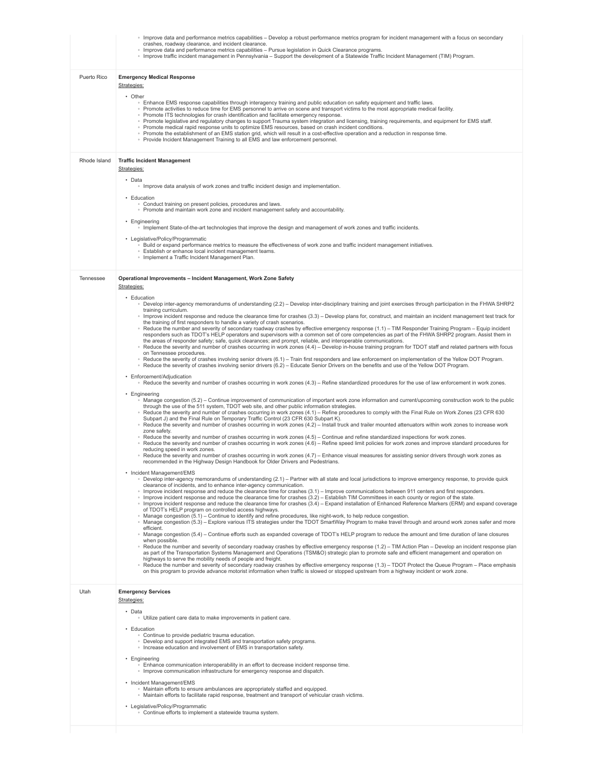| | |
|---|---|
| | ◦ Improve data and performance metrics capabilities – Develop a robust performance metrics program for incident management with a focus on secondary crashes, roadway clearance, and incident clearance.<br>◦ Improve data and performance metrics capabilities – Pursue legislation in Quick Clearance programs.<br>◦ Improve traffic incident management in Pennsylvania – Support the development of a Statewide Traffic Incident Management (TIM) Program. |
| Puerto Rico | **Emergency Medical Response**<br>Strategies:<br>• Other<br>◦ Enhance EMS response capabilities through interagency training and public education on safety equipment and traffic laws.<br>◦ Promote activities to reduce time for EMS personnel to arrive on scene and transport victims to the most appropriate medical facility.<br>◦ Promote ITS technologies for crash identification and facilitate emergency response.<br>◦ Promote legislative and regulatory changes to support Trauma system integration and licensing, training requirements, and equipment for EMS staff.<br>◦ Promote medical rapid response units to optimize EMS resources, based on crash incident conditions.<br>◦ Promote the establishment of an EMS station grid, which will result in a cost-effective operation and a reduction in response time.<br>◦ Provide Incident Management Training to all EMS and law enforcement personnel. |
| Rhode Island | **Traffic Incident Management**<br>Strategies:<br>• Data<br>◦ Improve data analysis of work zones and traffic incident design and implementation.<br>• Education<br>◦ Conduct training on present policies, procedures and laws.<br>◦ Promote and maintain work zone and incident management safety and accountability.<br>• Engineering<br>◦ Implement State-of-the-art technologies that improve the design and management of work zones and traffic incidents.<br>• Legislative/Policy/Programmatic<br>◦ Build or expand performance metrics to measure the effectiveness of work zone and traffic incident management initiatives.<br>◦ Establish or enhance local incident management teams.<br>◦ Implement a Traffic Incident Management Plan. |
| Tennessee | **Operational Improvements – Incident Management, Work Zone Safety**<br>Strategies:<br>• Education<br>◦ Develop inter-agency memorandums of understanding (2.2) – Develop inter-disciplinary training and joint exercises through participation in the FHWA SHRP2 training curriculum.<br>◦ Improve incident response and reduce the clearance time for crashes (3.3) – Develop plans for, construct, and maintain an incident management test track for the training of first responders to handle a variety of crash scenarios.<br>◦ Reduce the number and severity of secondary roadway crashes by effective emergency response (1.1) – TIM Responder Training Program – Equip incident responders such as TDOT's HELP operators and supervisors with a common set of core competencies as part of the FHWA SHRP2 program. Assist them in the areas of responder safety; safe, quick clearances; and prompt, reliable, and interoperable communications.<br>◦ Reduce the severity and number of crashes occurring in work zones (4.4) – Develop in-house training program for TDOT staff and related partners with focus on Tennessee procedures.<br>◦ Reduce the severity of crashes involving senior drivers (6.1) – Train first responders and law enforcement on implementation of the Yellow DOT Program.<br>◦ Reduce the severity of crashes involving senior drivers (6.2) – Educate Senior Drivers on the benefits and use of the Yellow DOT Program.<br>• Enforcement/Adjudication<br>◦ Reduce the severity and number of crashes occurring in work zones (4.3) – Refine standardized procedures for the use of law enforcement in work zones.<br>• Engineering<br>◦ Manage congestion (5.2) – Continue improvement of communication of important work zone information and current/upcoming construction work to the public through the use of the 511 system, TDOT web site, and other public information strategies.<br>◦ Reduce the severity and number of crashes occurring in work zones (4.1) – Refine procedures to comply with the Final Rule on Work Zones (23 CFR 630 Subpart J) and the Final Rule on Temporary Traffic Control (23 CFR 630 Subpart K).<br>◦ Reduce the severity and number of crashes occurring in work zones (4.2) – Install truck and trailer mounted attenuators within work zones to increase work zone safety.<br>◦ Reduce the severity and number of crashes occurring in work zones (4.5) – Continue and refine standardized inspections for work zones.<br>◦ Reduce the severity and number of crashes occurring in work zones (4.6) – Refine speed limit policies for work zones and improve standard procedures for reducing speed in work zones.<br>◦ Reduce the severity and number of crashes occurring in work zones (4.7) – Enhance visual measures for assisting senior drivers through work zones as recommended in the Highway Design Handbook for Older Drivers and Pedestrians.<br>• Incident Management/EMS<br>◦ Develop inter-agency memorandums of understanding (2.1) – Partner with all state and local jurisdictions to improve emergency response, to provide quick clearance of incidents, and to enhance inter-agency communication.<br>◦ Improve incident response and reduce the clearance time for crashes (3.1) – Improve communications between 911 centers and first responders.<br>◦ Improve incident response and reduce the clearance time for crashes (3.2) – Establish TIM Committees in each county or region of the state.<br>◦ Improve incident response and reduce the clearance time for crashes (3.4) – Expand installation of Enhanced Reference Markers (ERM) and expand coverage of TDOT's HELP program on controlled access highways.<br>◦ Manage congestion (5.1) – Continue to identify and refine procedures, like night-work, to help reduce congestion.<br>◦ Manage congestion (5.3) – Explore various ITS strategies under the TDOT SmartWay Program to make travel through and around work zones safer and more efficient.<br>◦ Manage congestion (5.4) – Continue efforts such as expanded coverage of TDOT's HELP program to reduce the amount and time duration of lane closures when possible.<br>◦ Reduce the number and severity of secondary roadway crashes by effective emergency response (1.2) – TIM Action Plan – Develop an incident response plan as part of the Transportation Systems Management and Operations (TSM&O) strategic plan to promote safe and efficient management and operation on highways to serve the mobility needs of people and freight.<br>◦ Reduce the number and severity of secondary roadway crashes by effective emergency response (1.3) – TDOT Protect the Queue Program – Place emphasis on this program to provide advance motorist information when traffic is slowed or stopped upstream from a highway incident or work zone. |
| Utah | **Emergency Services**<br>Strategies:<br>• Data<br>◦ Utilize patient care data to make improvements in patient care.<br>• Education<br>◦ Continue to provide pediatric trauma education.<br>◦ Develop and support integrated EMS and transportation safety programs.<br>◦ Increase education and involvement of EMS in transportation safety.<br>• Engineering<br>◦ Enhance communication interoperability in an effort to decrease incident response time.<br>◦ Improve communication infrastructure for emergency response and dispatch.<br>• Incident Management/EMS<br>◦ Maintain efforts to ensure ambulances are appropriately staffed and equipped.<br>◦ Maintain efforts to facilitate rapid response, treatment and transport of vehicular crash victims.<br>• Legislative/Policy/Programmatic<br>◦ Continue efforts to implement a statewide trauma system. |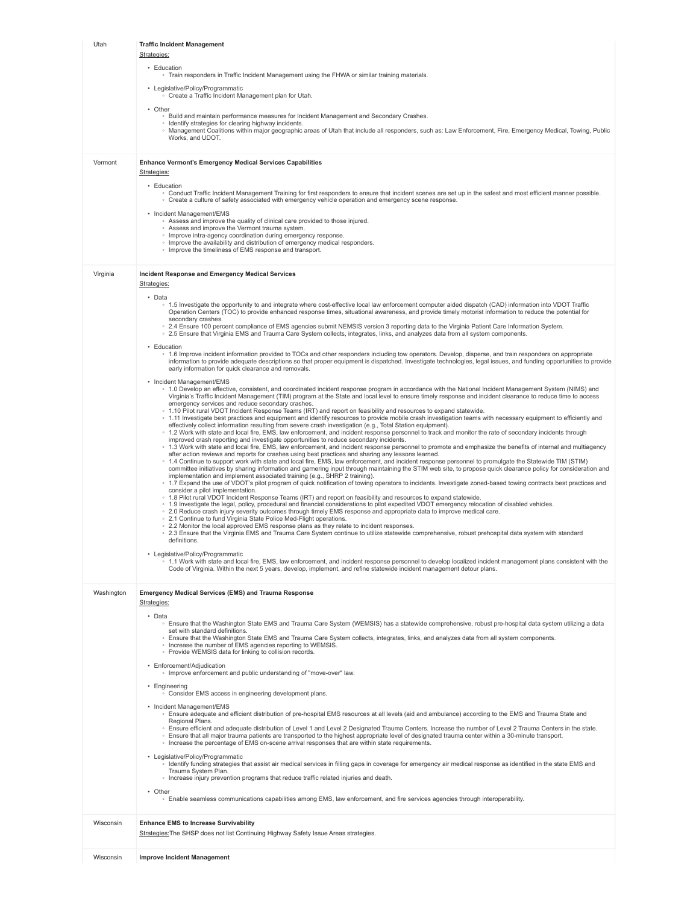| | |
|---|---|
| Utah | **Traffic Incident Management**<br>Strategies:<br>• Education<br>◦ Train responders in Traffic Incident Management using the FHWA or similar training materials.<br>• Legislative/Policy/Programmatic<br>◦ Create a Traffic Incident Management plan for Utah.<br>• Other<br>◦ Build and maintain performance measures for Incident Management and Secondary Crashes.<br>◦ Identify strategies for clearing highway incidents.<br>◦ Management Coalitions within major geographic areas of Utah that include all responders, such as: Law Enforcement, Fire, Emergency Medical, Towing, Public Works, and UDOT. |
| Vermont | **Enhance Vermont's Emergency Medical Services Capabilities**<br>Strategies:<br>• Education<br>◦ Conduct Traffic Incident Management Training for first responders to ensure that incident scenes are set up in the safest and most efficient manner possible.<br>◦ Create a culture of safety associated with emergency vehicle operation and emergency scene response.<br>• Incident Management/EMS<br>◦ Assess and improve the quality of clinical care provided to those injured.<br>◦ Assess and improve the Vermont trauma system.<br>◦ Improve intra-agency coordination during emergency response.<br>◦ Improve the availability and distribution of emergency medical responders.<br>◦ Improve the timeliness of EMS response and transport. |
| Virginia | **Incident Response and Emergency Medical Services**<br>Strategies:<br>• Data<br>◦ 1.5 Investigate the opportunity to and integrate where cost-effective local law enforcement computer aided dispatch (CAD) information into VDOT Traffic Operation Centers (TOC) to provide enhanced response times, situational awareness, and provide timely motorist information to reduce the potential for secondary crashes.<br>◦ 2.4 Ensure 100 percent compliance of EMS agencies submit NEMSIS version 3 reporting data to the Virginia Patient Care Information System.<br>◦ 2.5 Ensure that Virginia EMS and Trauma Care System collects, integrates, links, and analyzes data from all system components.<br>• Education<br>◦ 1.6 Improve incident information provided to TOCs and other responders including tow operators. Develop, disperse, and train responders on appropriate information to provide adequate descriptions so that proper equipment is dispatched. Investigate technologies, legal issues, and funding opportunities to provide early information for quick clearance and removals.<br>• Incident Management/EMS<br>◦ 1.0 Develop an effective, consistent, and coordinated incident response program in accordance with the National Incident Management System (NIMS) and Virginia's Traffic Incident Management (TIM) program at the State and local level to ensure timely response and incident clearance to reduce time to access emergency services and reduce secondary crashes.<br>◦ 1.10 Pilot rural VDOT Incident Response Teams (IRT) and report on feasibility and resources to expand statewide.<br>◦ 1.11 Investigate best practices and equipment and identify resources to provide mobile crash investigation teams with necessary equipment to efficiently and effectively collect information resulting from severe crash investigation (e.g., Total Station equipment).<br>◦ 1.2 Work with state and local fire, EMS, law enforcement, and incident response personnel to track and monitor the rate of secondary incidents through improved crash reporting and investigate opportunities to reduce secondary incidents.<br>◦ 1.3 Work with state and local fire, EMS, law enforcement, and incident response personnel to promote and emphasize the benefits of internal and multiagency after action reviews and reports for crashes using best practices and sharing any lessons learned.<br>◦ 1.4 Continue to support work with state and local fire, EMS, law enforcement, and incident response personnel to promulgate the Statewide TIM (STIM) committee initiatives by sharing information and garnering input through maintaining the STIM web site, to propose quick clearance policy for consideration and implementation and implement associated training (e.g., SHRP 2 training).<br>◦ 1.7 Expand the use of VDOT's pilot program of quick notification of towing operators to incidents. Investigate zoned-based towing contracts best practices and consider a pilot implementation.<br>◦ 1.8 Pilot rural VDOT Incident Response Teams (IRT) and report on feasibility and resources to expand statewide.<br>◦ 1.9 Investigate the legal, policy, procedural and financial considerations to pilot expedited VDOT emergency relocation of disabled vehicles.<br>◦ 2.0 Reduce crash injury severity outcomes through timely EMS response and appropriate data to improve medical care.<br>◦ 2.1 Continue to fund Virginia State Police Med-Flight operations.<br>◦ 2.2 Monitor the local approved EMS response plans as they relate to incident responses.<br>◦ 2.3 Ensure that the Virginia EMS and Trauma Care System continue to utilize statewide comprehensive, robust prehospital data system with standard definitions.<br>• Legislative/Policy/Programmatic<br>◦ 1.1 Work with state and local fire, EMS, law enforcement, and incident response personnel to develop localized incident management plans consistent with the Code of Virginia. Within the next 5 years, develop, implement, and refine statewide incident management detour plans. |
| Washington | **Emergency Medical Services (EMS) and Trauma Response**<br>Strategies:<br>• Data<br>◦ Ensure that the Washington State EMS and Trauma Care System (WEMSIS) has a statewide comprehensive, robust pre-hospital data system utilizing a data set with standard definitions.<br>◦ Ensure that the Washington State EMS and Trauma Care System collects, integrates, links, and analyzes data from all system components.<br>◦ Increase the number of EMS agencies reporting to WEMSIS.<br>◦ Provide WEMSIS data for linking to collision records.<br>• Enforcement/Adjudication<br>◦ Improve enforcement and public understanding of "move-over" law.<br>• Engineering<br>◦ Consider EMS access in engineering development plans.<br>• Incident Management/EMS<br>◦ Ensure adequate and efficient distribution of pre-hospital EMS resources at all levels (aid and ambulance) according to the EMS and Trauma State and Regional Plans.<br>◦ Ensure efficient and adequate distribution of Level 1 and Level 2 Designated Trauma Centers. Increase the number of Level 2 Trauma Centers in the state.<br>◦ Ensure that all major trauma patients are transported to the highest appropriate level of designated trauma center within a 30-minute transport.<br>◦ Increase the percentage of EMS on-scene arrival responses that are within state requirements.<br>• Legislative/Policy/Programmatic<br>◦ Identify funding strategies that assist air medical services in filling gaps in coverage for emergency air medical response as identified in the state EMS and Trauma System Plan.<br>◦ Increase injury prevention programs that reduce traffic related injuries and death.<br>• Other<br>◦ Enable seamless communications capabilities among EMS, law enforcement, and fire services agencies through interoperability. |
| Wisconsin | **Enhance EMS to Increase Survivability**<br>Strategies: The SHSP does not list Continuing Highway Safety Issue Areas strategies. |
| Wisconsin | **Improve Incident Management** |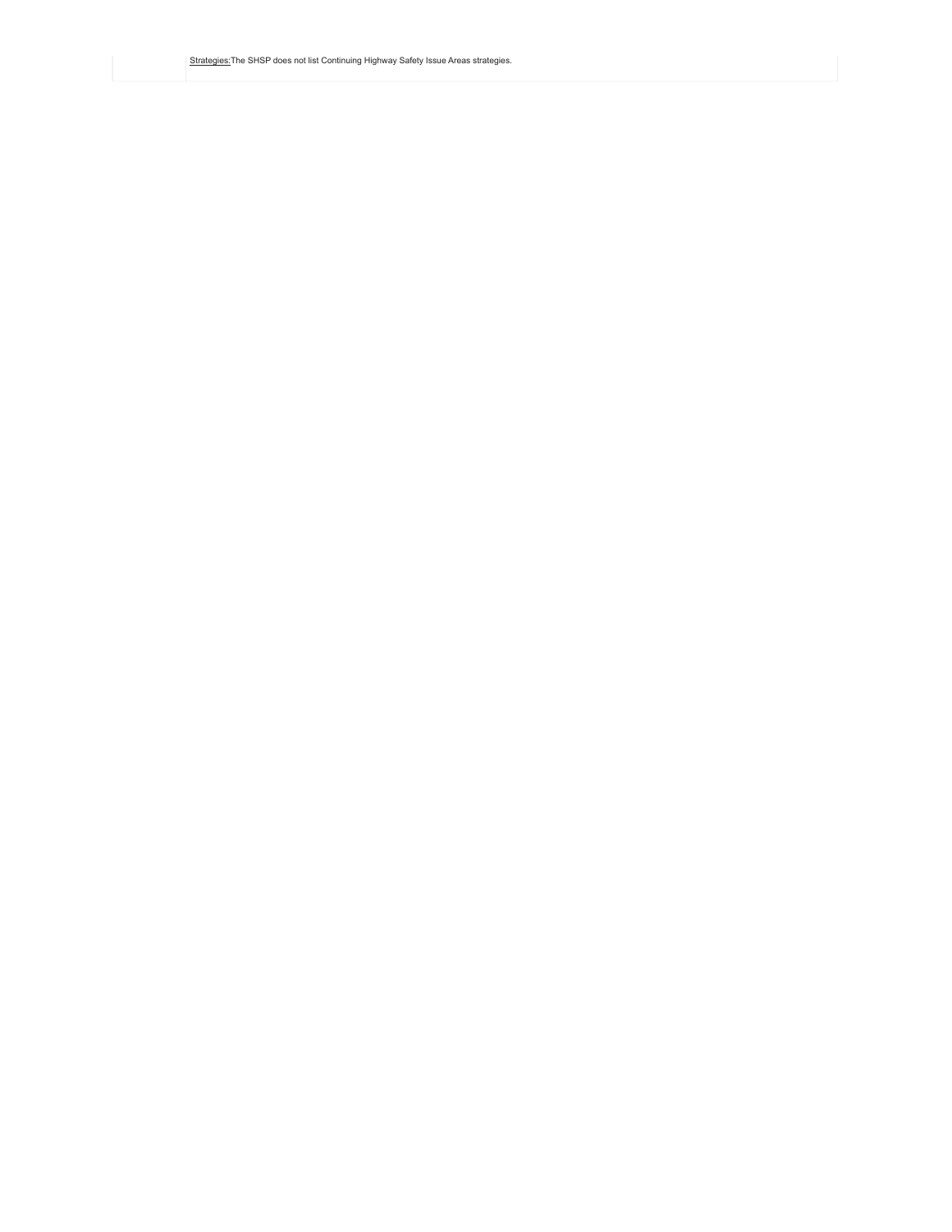| | |
|---|---|
| | Strategies: The SHSP does not list Continuing Highway Safety Issue Areas strategies. |